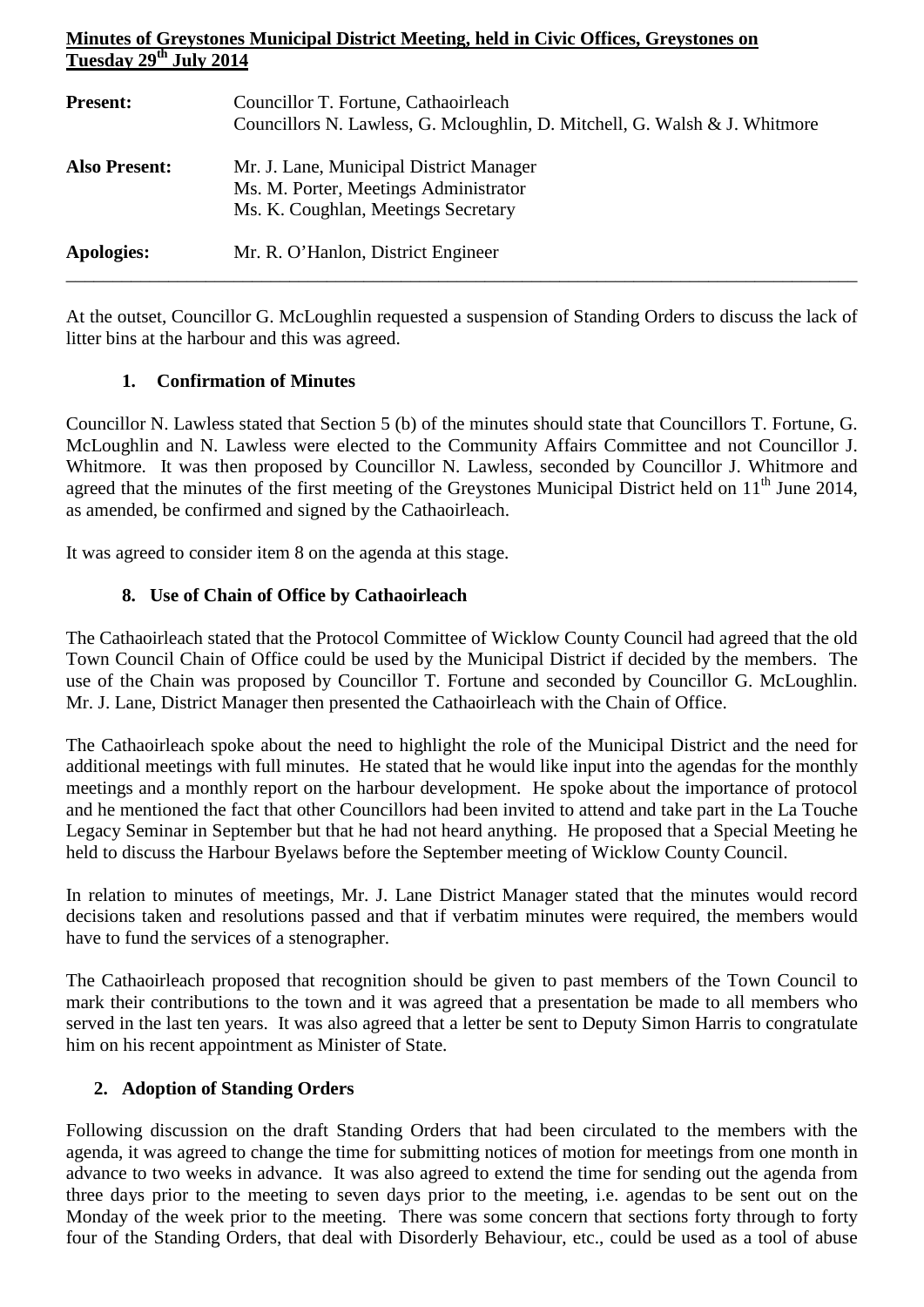**Minutes of Greystones Municipal District Meeting, held in Civic Offices, Greystones on Tuesday 29th July 2014**

| | |
|---|---|
| **Present:** | Councillor T. Fortune, Cathaoirleach<br>Councillors N. Lawless, G. Mcloughlin, D. Mitchell, G. Walsh & J. Whitmore |
| **Also Present:** | Mr. J. Lane, Municipal District Manager<br>Ms. M. Porter, Meetings Administrator<br>Ms. K. Coughlan, Meetings Secretary |
| **Apologies:** | Mr. R. O'Hanlon, District Engineer |

---

At the outset, Councillor G. McLoughlin requested a suspension of Standing Orders to discuss the lack of litter bins at the harbour and this was agreed.

**1. Confirmation of Minutes**

Councillor N. Lawless stated that Section 5 (b) of the minutes should state that Councillors T. Fortune, G. McLoughlin and N. Lawless were elected to the Community Affairs Committee and not Councillor J. Whitmore. It was then proposed by Councillor N. Lawless, seconded by Councillor J. Whitmore and agreed that the minutes of the first meeting of the Greystones Municipal District held on 11th June 2014, as amended, be confirmed and signed by the Cathaoirleach.

It was agreed to consider item 8 on the agenda at this stage.

**8. Use of Chain of Office by Cathaoirleach**

The Cathaoirleach stated that the Protocol Committee of Wicklow County Council had agreed that the old Town Council Chain of Office could be used by the Municipal District if decided by the members. The use of the Chain was proposed by Councillor T. Fortune and seconded by Councillor G. McLoughlin. Mr. J. Lane, District Manager then presented the Cathaoirleach with the Chain of Office.

The Cathaoirleach spoke about the need to highlight the role of the Municipal District and the need for additional meetings with full minutes. He stated that he would like input into the agendas for the monthly meetings and a monthly report on the harbour development. He spoke about the importance of protocol and he mentioned the fact that other Councillors had been invited to attend and take part in the La Touche Legacy Seminar in September but that he had not heard anything. He proposed that a Special Meeting he held to discuss the Harbour Byelaws before the September meeting of Wicklow County Council.

In relation to minutes of meetings, Mr. J. Lane District Manager stated that the minutes would record decisions taken and resolutions passed and that if verbatim minutes were required, the members would have to fund the services of a stenographer.

The Cathaoirleach proposed that recognition should be given to past members of the Town Council to mark their contributions to the town and it was agreed that a presentation be made to all members who served in the last ten years. It was also agreed that a letter be sent to Deputy Simon Harris to congratulate him on his recent appointment as Minister of State.

**2. Adoption of Standing Orders**

Following discussion on the draft Standing Orders that had been circulated to the members with the agenda, it was agreed to change the time for submitting notices of motion for meetings from one month in advance to two weeks in advance. It was also agreed to extend the time for sending out the agenda from three days prior to the meeting to seven days prior to the meeting, i.e. agendas to be sent out on the Monday of the week prior to the meeting. There was some concern that sections forty through to forty four of the Standing Orders, that deal with Disorderly Behaviour, etc., could be used as a tool of abuse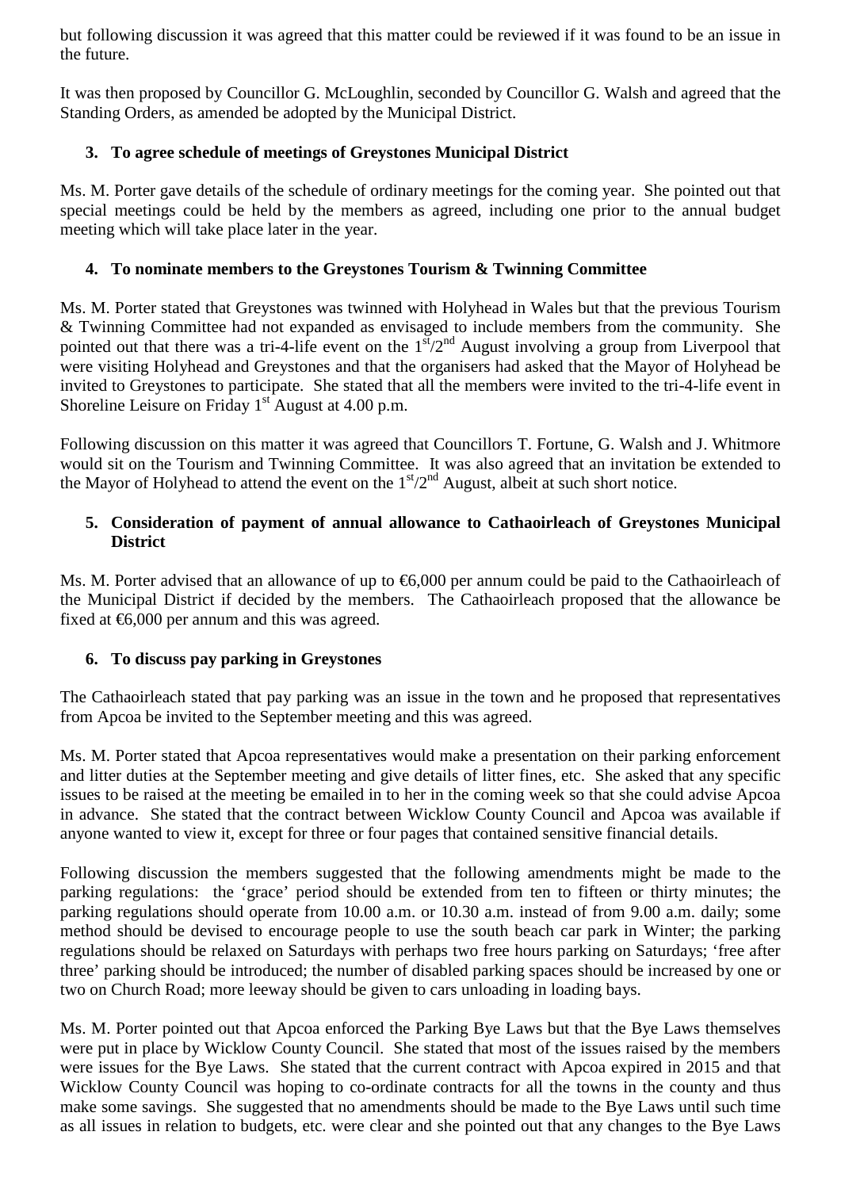but following discussion it was agreed that this matter could be reviewed if it was found to be an issue in the future.

It was then proposed by Councillor G. McLoughlin, seconded by Councillor G. Walsh and agreed that the Standing Orders, as amended be adopted by the Municipal District.

**3. To agree schedule of meetings of Greystones Municipal District**

Ms. M. Porter gave details of the schedule of ordinary meetings for the coming year. She pointed out that special meetings could be held by the members as agreed, including one prior to the annual budget meeting which will take place later in the year.

**4. To nominate members to the Greystones Tourism & Twinning Committee**

Ms. M. Porter stated that Greystones was twinned with Holyhead in Wales but that the previous Tourism & Twinning Committee had not expanded as envisaged to include members from the community. She pointed out that there was a tri-4-life event on the 1st/2nd August involving a group from Liverpool that were visiting Holyhead and Greystones and that the organisers had asked that the Mayor of Holyhead be invited to Greystones to participate. She stated that all the members were invited to the tri-4-life event in Shoreline Leisure on Friday 1st August at 4.00 p.m.

Following discussion on this matter it was agreed that Councillors T. Fortune, G. Walsh and J. Whitmore would sit on the Tourism and Twinning Committee. It was also agreed that an invitation be extended to the Mayor of Holyhead to attend the event on the 1st/2nd August, albeit at such short notice.

**5. Consideration of payment of annual allowance to Cathaoirleach of Greystones Municipal District**

Ms. M. Porter advised that an allowance of up to €6,000 per annum could be paid to the Cathaoirleach of the Municipal District if decided by the members. The Cathaoirleach proposed that the allowance be fixed at €6,000 per annum and this was agreed.

**6. To discuss pay parking in Greystones**

The Cathaoirleach stated that pay parking was an issue in the town and he proposed that representatives from Apcoa be invited to the September meeting and this was agreed.

Ms. M. Porter stated that Apcoa representatives would make a presentation on their parking enforcement and litter duties at the September meeting and give details of litter fines, etc. She asked that any specific issues to be raised at the meeting be emailed in to her in the coming week so that she could advise Apcoa in advance. She stated that the contract between Wicklow County Council and Apcoa was available if anyone wanted to view it, except for three or four pages that contained sensitive financial details.

Following discussion the members suggested that the following amendments might be made to the parking regulations: the 'grace' period should be extended from ten to fifteen or thirty minutes; the parking regulations should operate from 10.00 a.m. or 10.30 a.m. instead of from 9.00 a.m. daily; some method should be devised to encourage people to use the south beach car park in Winter; the parking regulations should be relaxed on Saturdays with perhaps two free hours parking on Saturdays; 'free after three' parking should be introduced; the number of disabled parking spaces should be increased by one or two on Church Road; more leeway should be given to cars unloading in loading bays.

Ms. M. Porter pointed out that Apcoa enforced the Parking Bye Laws but that the Bye Laws themselves were put in place by Wicklow County Council. She stated that most of the issues raised by the members were issues for the Bye Laws. She stated that the current contract with Apcoa expired in 2015 and that Wicklow County Council was hoping to co-ordinate contracts for all the towns in the county and thus make some savings. She suggested that no amendments should be made to the Bye Laws until such time as all issues in relation to budgets, etc. were clear and she pointed out that any changes to the Bye Laws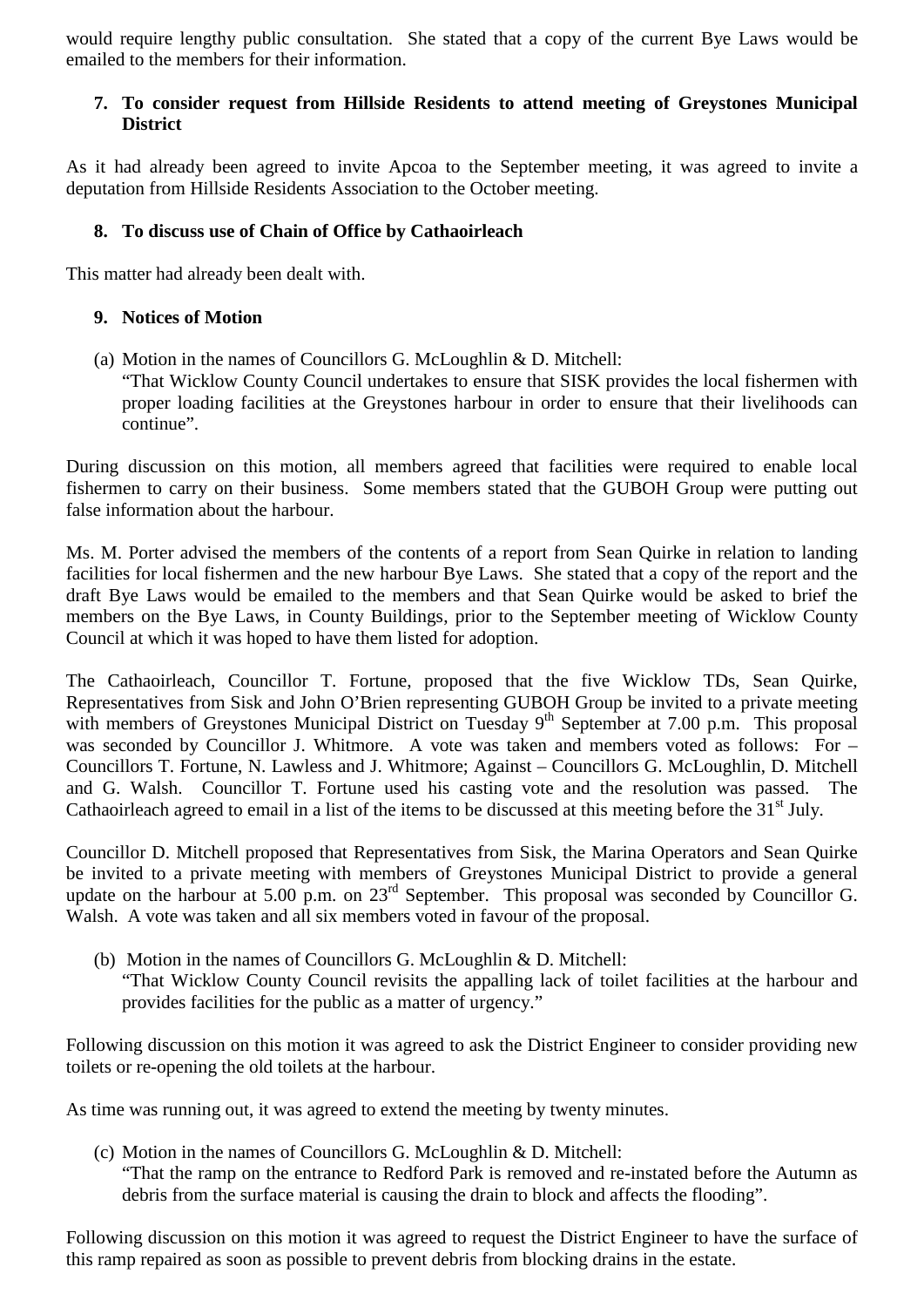would require lengthy public consultation. She stated that a copy of the current Bye Laws would be emailed to the members for their information.

7. **To consider request from Hillside Residents to attend meeting of Greystones Municipal District**

As it had already been agreed to invite Apcoa to the September meeting, it was agreed to invite a deputation from Hillside Residents Association to the October meeting.

8. **To discuss use of Chain of Office by Cathaoirleach**

This matter had already been dealt with.

9. **Notices of Motion**

(a) Motion in the names of Councillors G. McLoughlin & D. Mitchell:
"That Wicklow County Council undertakes to ensure that SISK provides the local fishermen with proper loading facilities at the Greystones harbour in order to ensure that their livelihoods can continue".

During discussion on this motion, all members agreed that facilities were required to enable local fishermen to carry on their business. Some members stated that the GUBOH Group were putting out false information about the harbour.

Ms. M. Porter advised the members of the contents of a report from Sean Quirke in relation to landing facilities for local fishermen and the new harbour Bye Laws. She stated that a copy of the report and the draft Bye Laws would be emailed to the members and that Sean Quirke would be asked to brief the members on the Bye Laws, in County Buildings, prior to the September meeting of Wicklow County Council at which it was hoped to have them listed for adoption.

The Cathaoirleach, Councillor T. Fortune, proposed that the five Wicklow TDs, Sean Quirke, Representatives from Sisk and John O'Brien representing GUBOH Group be invited to a private meeting with members of Greystones Municipal District on Tuesday 9th September at 7.00 p.m. This proposal was seconded by Councillor J. Whitmore. A vote was taken and members voted as follows: For – Councillors T. Fortune, N. Lawless and J. Whitmore; Against – Councillors G. McLoughlin, D. Mitchell and G. Walsh. Councillor T. Fortune used his casting vote and the resolution was passed. The Cathaoirleach agreed to email in a list of the items to be discussed at this meeting before the 31st July.

Councillor D. Mitchell proposed that Representatives from Sisk, the Marina Operators and Sean Quirke be invited to a private meeting with members of Greystones Municipal District to provide a general update on the harbour at 5.00 p.m. on 23rd September. This proposal was seconded by Councillor G. Walsh. A vote was taken and all six members voted in favour of the proposal.

(b) Motion in the names of Councillors G. McLoughlin & D. Mitchell:
"That Wicklow County Council revisits the appalling lack of toilet facilities at the harbour and provides facilities for the public as a matter of urgency."

Following discussion on this motion it was agreed to ask the District Engineer to consider providing new toilets or re-opening the old toilets at the harbour.

As time was running out, it was agreed to extend the meeting by twenty minutes.

(c) Motion in the names of Councillors G. McLoughlin & D. Mitchell:
"That the ramp on the entrance to Redford Park is removed and re-instated before the Autumn as debris from the surface material is causing the drain to block and affects the flooding".

Following discussion on this motion it was agreed to request the District Engineer to have the surface of this ramp repaired as soon as possible to prevent debris from blocking drains in the estate.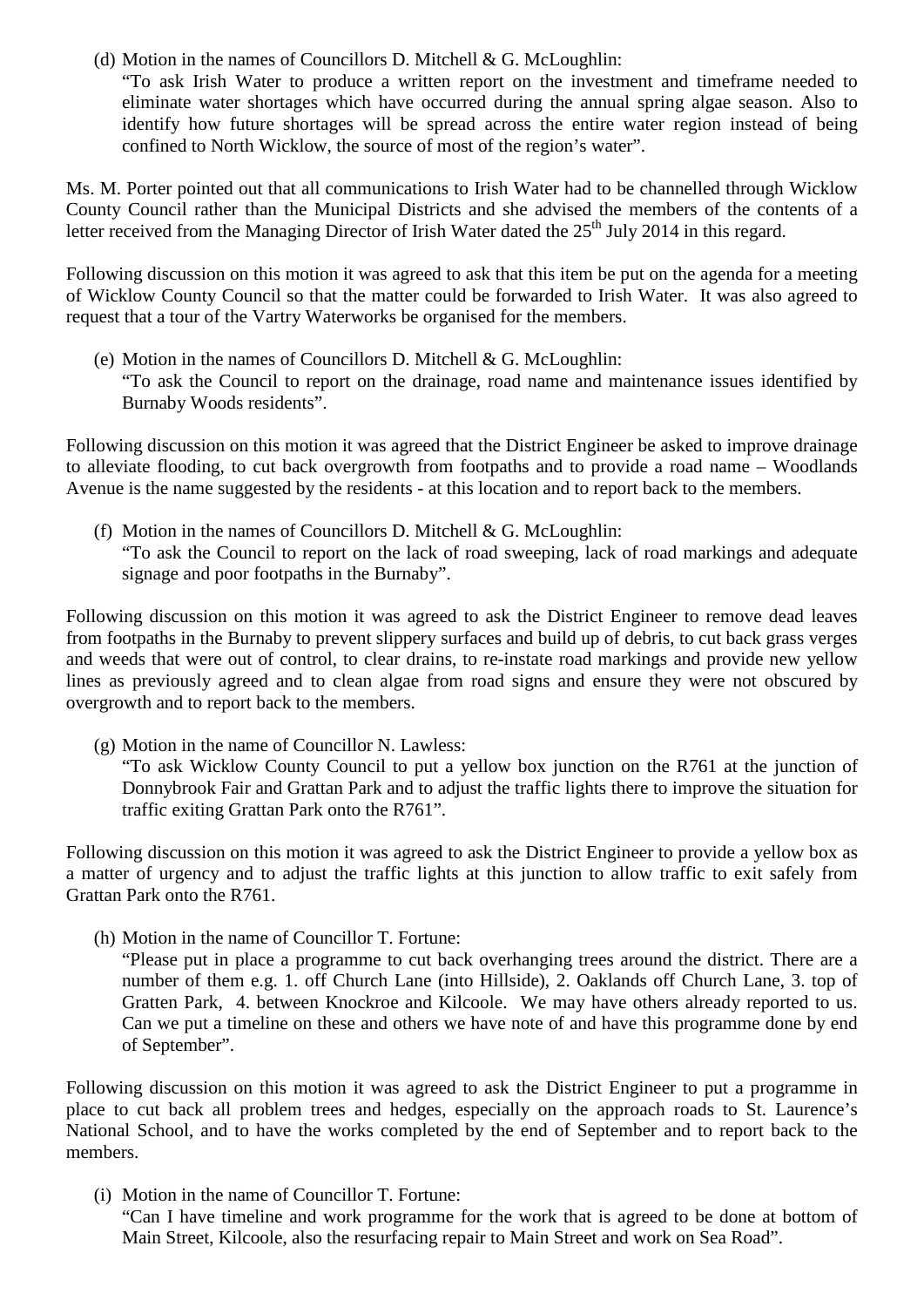(d) Motion in the names of Councillors D. Mitchell & G. McLoughlin:
"To ask Irish Water to produce a written report on the investment and timeframe needed to eliminate water shortages which have occurred during the annual spring algae season. Also to identify how future shortages will be spread across the entire water region instead of being confined to North Wicklow, the source of most of the region's water".

Ms. M. Porter pointed out that all communications to Irish Water had to be channelled through Wicklow County Council rather than the Municipal Districts and she advised the members of the contents of a letter received from the Managing Director of Irish Water dated the 25th July 2014 in this regard.

Following discussion on this motion it was agreed to ask that this item be put on the agenda for a meeting of Wicklow County Council so that the matter could be forwarded to Irish Water. It was also agreed to request that a tour of the Vartry Waterworks be organised for the members.

(e) Motion in the names of Councillors D. Mitchell & G. McLoughlin:
"To ask the Council to report on the drainage, road name and maintenance issues identified by Burnaby Woods residents".

Following discussion on this motion it was agreed that the District Engineer be asked to improve drainage to alleviate flooding, to cut back overgrowth from footpaths and to provide a road name – Woodlands Avenue is the name suggested by the residents - at this location and to report back to the members.

(f) Motion in the names of Councillors D. Mitchell & G. McLoughlin:
"To ask the Council to report on the lack of road sweeping, lack of road markings and adequate signage and poor footpaths in the Burnaby".

Following discussion on this motion it was agreed to ask the District Engineer to remove dead leaves from footpaths in the Burnaby to prevent slippery surfaces and build up of debris, to cut back grass verges and weeds that were out of control, to clear drains, to re-instate road markings and provide new yellow lines as previously agreed and to clean algae from road signs and ensure they were not obscured by overgrowth and to report back to the members.

(g) Motion in the name of Councillor N. Lawless:
"To ask Wicklow County Council to put a yellow box junction on the R761 at the junction of Donnybrook Fair and Grattan Park and to adjust the traffic lights there to improve the situation for traffic exiting Grattan Park onto the R761".

Following discussion on this motion it was agreed to ask the District Engineer to provide a yellow box as a matter of urgency and to adjust the traffic lights at this junction to allow traffic to exit safely from Grattan Park onto the R761.

(h) Motion in the name of Councillor T. Fortune:
"Please put in place a programme to cut back overhanging trees around the district. There are a number of them e.g. 1. off Church Lane (into Hillside), 2. Oaklands off Church Lane, 3. top of Gratten Park, 4. between Knockroe and Kilcoole. We may have others already reported to us. Can we put a timeline on these and others we have note of and have this programme done by end of September".

Following discussion on this motion it was agreed to ask the District Engineer to put a programme in place to cut back all problem trees and hedges, especially on the approach roads to St. Laurence's National School, and to have the works completed by the end of September and to report back to the members.

(i) Motion in the name of Councillor T. Fortune:
"Can I have timeline and work programme for the work that is agreed to be done at bottom of Main Street, Kilcoole, also the resurfacing repair to Main Street and work on Sea Road".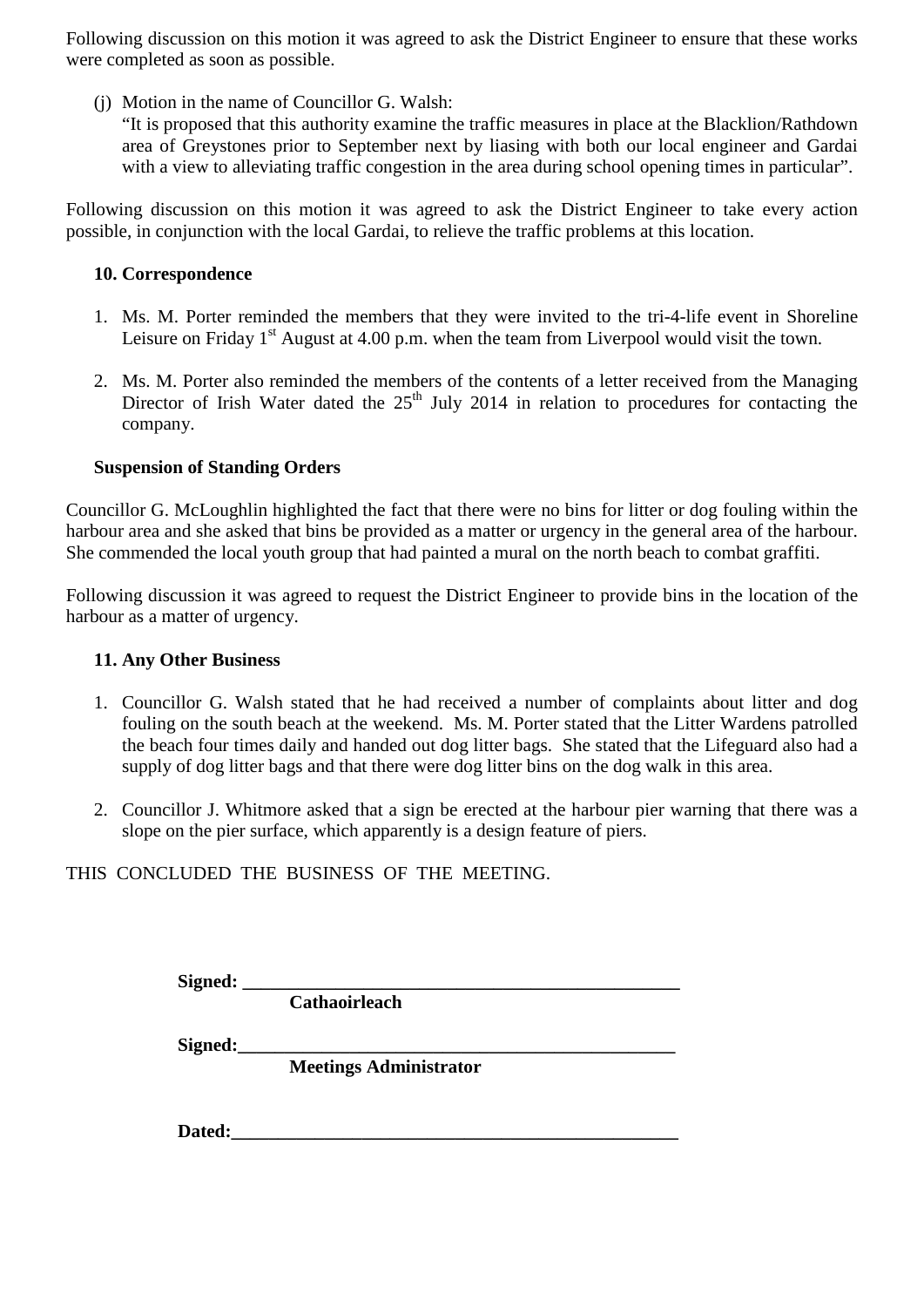Following discussion on this motion it was agreed to ask the District Engineer to ensure that these works were completed as soon as possible.

(j) Motion in the name of Councillor G. Walsh:
"It is proposed that this authority examine the traffic measures in place at the Blacklion/Rathdown area of Greystones prior to September next by liasing with both our local engineer and Gardai with a view to alleviating traffic congestion in the area during school opening times in particular".

Following discussion on this motion it was agreed to ask the District Engineer to take every action possible, in conjunction with the local Gardai, to relieve the traffic problems at this location.

**10. Correspondence**

1. Ms. M. Porter reminded the members that they were invited to the tri-4-life event in Shoreline Leisure on Friday 1st August at 4.00 p.m. when the team from Liverpool would visit the town.

2. Ms. M. Porter also reminded the members of the contents of a letter received from the Managing Director of Irish Water dated the 25th July 2014 in relation to procedures for contacting the company.

**Suspension of Standing Orders**

Councillor G. McLoughlin highlighted the fact that there were no bins for litter or dog fouling within the harbour area and she asked that bins be provided as a matter or urgency in the general area of the harbour. She commended the local youth group that had painted a mural on the north beach to combat graffiti.

Following discussion it was agreed to request the District Engineer to provide bins in the location of the harbour as a matter of urgency.

**11. Any Other Business**

1. Councillor G. Walsh stated that he had received a number of complaints about litter and dog fouling on the south beach at the weekend. Ms. M. Porter stated that the Litter Wardens patrolled the beach four times daily and handed out dog litter bags. She stated that the Lifeguard also had a supply of dog litter bags and that there were dog litter bins on the dog walk in this area.

2. Councillor J. Whitmore asked that a sign be erected at the harbour pier warning that there was a slope on the pier surface, which apparently is a design feature of piers.

THIS CONCLUDED THE BUSINESS OF THE MEETING.

**Signed:** ______________________________
**Cathaoirleach**

**Signed:** ______________________________
**Meetings Administrator**

**Dated:** ______________________________